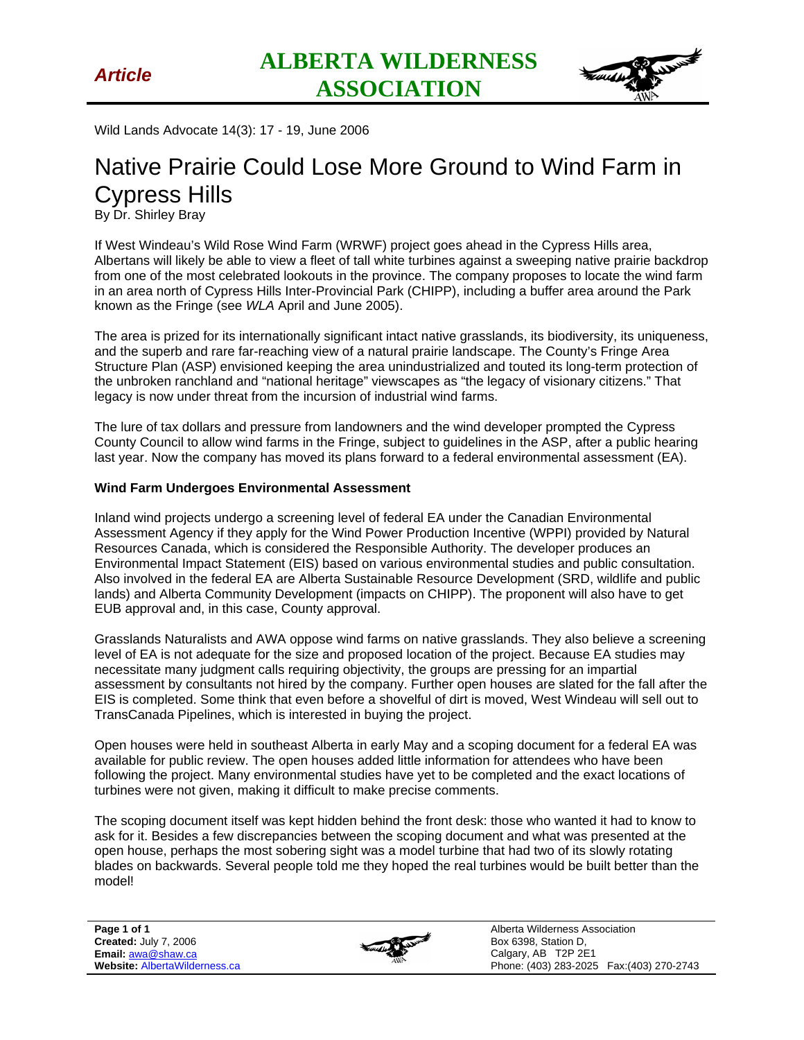*Article*

**ALBERTA WILDERNESS ASSOCIATION**

Wild Lands Advocate 14(3): 17 - 19, June 2006

# Native Prairie Could Lose More Ground to Wind Farm in Cypress Hills

By Dr. Shirley Bray

If West Windeau's Wild Rose Wind Farm (WRWF) project goes ahead in the Cypress Hills area, Albertans will likely be able to view a fleet of tall white turbines against a sweeping native prairie backdrop from one of the most celebrated lookouts in the province. The company proposes to locate the wind farm in an area north of Cypress Hills Inter-Provincial Park (CHIPP), including a buffer area around the Park known as the Fringe (see *WLA* April and June 2005).

The area is prized for its internationally significant intact native grasslands, its biodiversity, its uniqueness, and the superb and rare far-reaching view of a natural prairie landscape. The County's Fringe Area Structure Plan (ASP) envisioned keeping the area unindustrialized and touted its long-term protection of the unbroken ranchland and "national heritage" viewscapes as "the legacy of visionary citizens." That legacy is now under threat from the incursion of industrial wind farms.

The lure of tax dollars and pressure from landowners and the wind developer prompted the Cypress County Council to allow wind farms in the Fringe, subject to guidelines in the ASP, after a public hearing last year. Now the company has moved its plans forward to a federal environmental assessment (EA).

**Wind Farm Undergoes Environmental Assessment**

Inland wind projects undergo a screening level of federal EA under the Canadian Environmental Assessment Agency if they apply for the Wind Power Production Incentive (WPPI) provided by Natural Resources Canada, which is considered the Responsible Authority. The developer produces an Environmental Impact Statement (EIS) based on various environmental studies and public consultation. Also involved in the federal EA are Alberta Sustainable Resource Development (SRD, wildlife and public lands) and Alberta Community Development (impacts on CHIPP). The proponent will also have to get EUB approval and, in this case, County approval.

Grasslands Naturalists and AWA oppose wind farms on native grasslands. They also believe a screening level of EA is not adequate for the size and proposed location of the project. Because EA studies may necessitate many judgment calls requiring objectivity, the groups are pressing for an impartial assessment by consultants not hired by the company. Further open houses are slated for the fall after the EIS is completed. Some think that even before a shovelful of dirt is moved, West Windeau will sell out to TransCanada Pipelines, which is interested in buying the project.

Open houses were held in southeast Alberta in early May and a scoping document for a federal EA was available for public review. The open houses added little information for attendees who have been following the project. Many environmental studies have yet to be completed and the exact locations of turbines were not given, making it difficult to make precise comments.

The scoping document itself was kept hidden behind the front desk: those who wanted it had to know to ask for it. Besides a few discrepancies between the scoping document and what was presented at the open house, perhaps the most sobering sight was a model turbine that had two of its slowly rotating blades on backwards. Several people told me they hoped the real turbines would be built better than the model!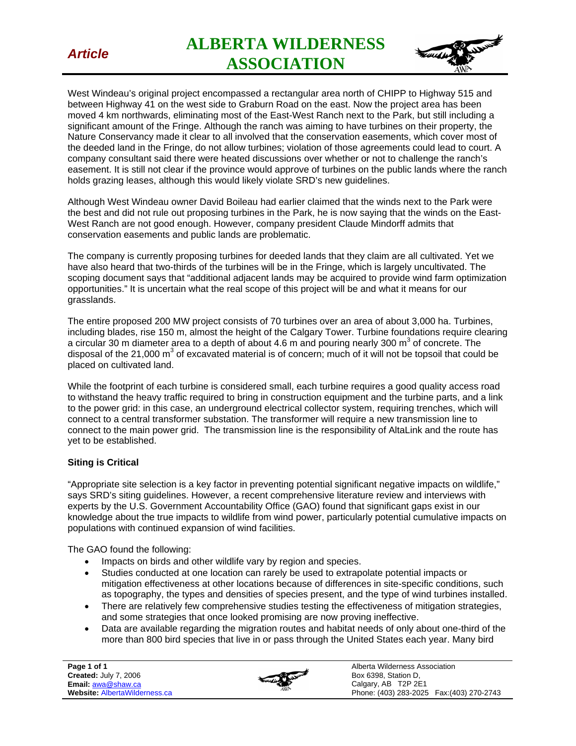West Windeau's original project encompassed a rectangular area north of CHIPP to Highway 515 and between Highway 41 on the west side to Graburn Road on the east. Now the project area has been moved 4 km northwards, eliminating most of the East-West Ranch next to the Park, but still including a significant amount of the Fringe. Although the ranch was aiming to have turbines on their property, the Nature Conservancy made it clear to all involved that the conservation easements, which cover most of the deeded land in the Fringe, do not allow turbines; violation of those agreements could lead to court. A company consultant said there were heated discussions over whether or not to challenge the ranch's easement. It is still not clear if the province would approve of turbines on the public lands where the ranch holds grazing leases, although this would likely violate SRD's new guidelines.

Although West Windeau owner David Boileau had earlier claimed that the winds next to the Park were the best and did not rule out proposing turbines in the Park, he is now saying that the winds on the East-West Ranch are not good enough. However, company president Claude Mindorff admits that conservation easements and public lands are problematic.

The company is currently proposing turbines for deeded lands that they claim are all cultivated. Yet we have also heard that two-thirds of the turbines will be in the Fringe, which is largely uncultivated. The scoping document says that "additional adjacent lands may be acquired to provide wind farm optimization opportunities." It is uncertain what the real scope of this project will be and what it means for our grasslands.

The entire proposed 200 MW project consists of 70 turbines over an area of about 3,000 ha. Turbines, including blades, rise 150 m, almost the height of the Calgary Tower. Turbine foundations require clearing a circular 30 m diameter area to a depth of about 4.6 m and pouring nearly 300 $m^3$ of concrete. The disposal of the 21,000 $m^3$ of excavated material is of concern; much of it will not be topsoil that could be placed on cultivated land.

While the footprint of each turbine is considered small, each turbine requires a good quality access road to withstand the heavy traffic required to bring in construction equipment and the turbine parts, and a link to the power grid: in this case, an underground electrical collector system, requiring trenches, which will connect to a central transformer substation. The transformer will require a new transmission line to connect to the main power grid. The transmission line is the responsibility of AltaLink and the route has yet to be established.

**Siting is Critical**

"Appropriate site selection is a key factor in preventing potential significant negative impacts on wildlife," says SRD's siting guidelines. However, a recent comprehensive literature review and interviews with experts by the U.S. Government Accountability Office (GAO) found that significant gaps exist in our knowledge about the true impacts to wildlife from wind power, particularly potential cumulative impacts on populations with continued expansion of wind facilities.

The GAO found the following:

- Impacts on birds and other wildlife vary by region and species.
- Studies conducted at one location can rarely be used to extrapolate potential impacts or mitigation effectiveness at other locations because of differences in site-specific conditions, such as topography, the types and densities of species present, and the type of wind turbines installed.
- There are relatively few comprehensive studies testing the effectiveness of mitigation strategies, and some strategies that once looked promising are now proving ineffective.
- Data are available regarding the migration routes and habitat needs of only about one-third of the more than 800 bird species that live in or pass through the United States each year. Many bird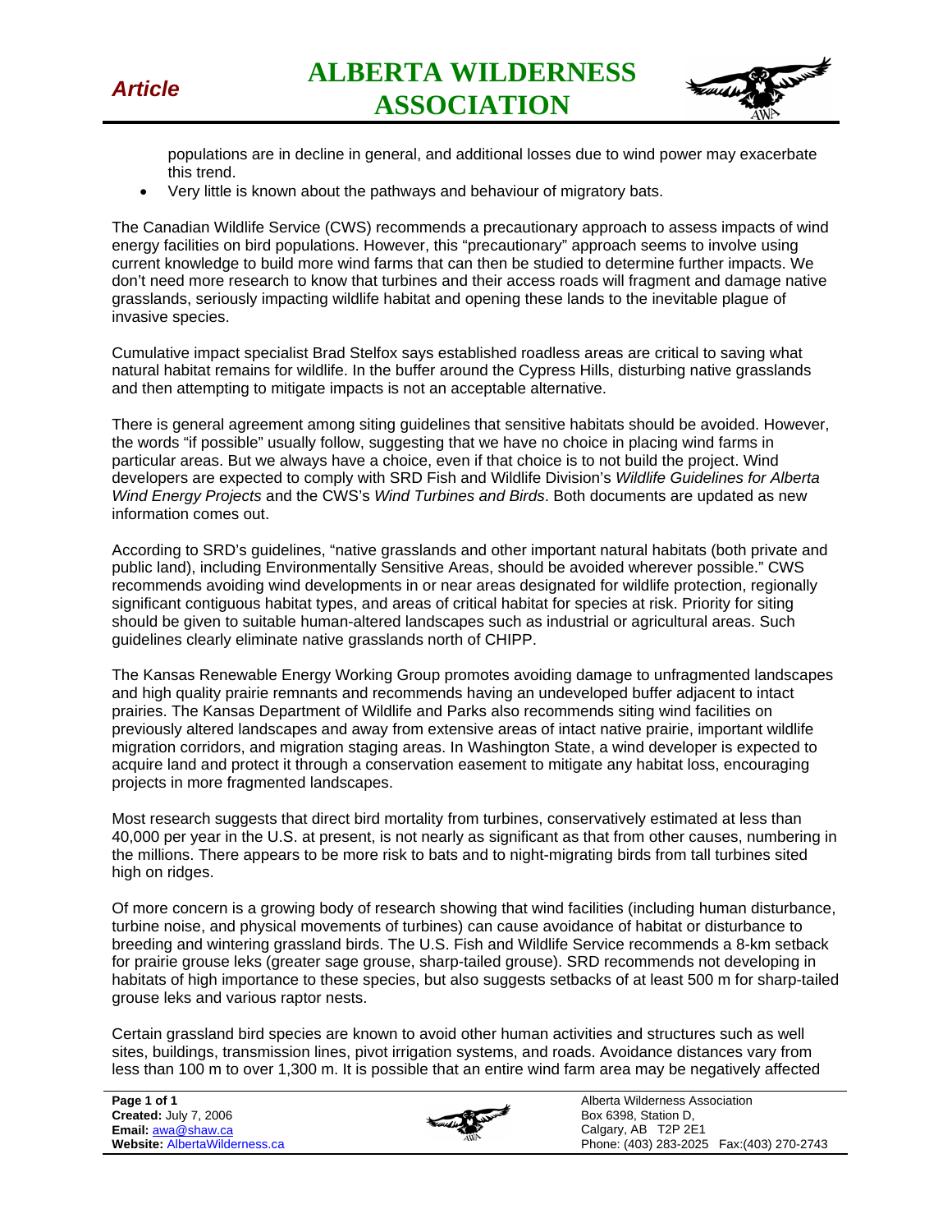populations are in decline in general, and additional losses due to wind power may exacerbate this trend.

- Very little is known about the pathways and behaviour of migratory bats.

The Canadian Wildlife Service (CWS) recommends a precautionary approach to assess impacts of wind energy facilities on bird populations. However, this "precautionary" approach seems to involve using current knowledge to build more wind farms that can then be studied to determine further impacts. We don't need more research to know that turbines and their access roads will fragment and damage native grasslands, seriously impacting wildlife habitat and opening these lands to the inevitable plague of invasive species.

Cumulative impact specialist Brad Stelfox says established roadless areas are critical to saving what natural habitat remains for wildlife. In the buffer around the Cypress Hills, disturbing native grasslands and then attempting to mitigate impacts is not an acceptable alternative.

There is general agreement among siting guidelines that sensitive habitats should be avoided. However, the words "if possible" usually follow, suggesting that we have no choice in placing wind farms in particular areas. But we always have a choice, even if that choice is to not build the project. Wind developers are expected to comply with SRD Fish and Wildlife Division's *Wildlife Guidelines for Alberta Wind Energy Projects* and the CWS's *Wind Turbines and Birds*. Both documents are updated as new information comes out.

According to SRD's guidelines, "native grasslands and other important natural habitats (both private and public land), including Environmentally Sensitive Areas, should be avoided wherever possible." CWS recommends avoiding wind developments in or near areas designated for wildlife protection, regionally significant contiguous habitat types, and areas of critical habitat for species at risk. Priority for siting should be given to suitable human-altered landscapes such as industrial or agricultural areas. Such guidelines clearly eliminate native grasslands north of CHIPP.

The Kansas Renewable Energy Working Group promotes avoiding damage to unfragmented landscapes and high quality prairie remnants and recommends having an undeveloped buffer adjacent to intact prairies. The Kansas Department of Wildlife and Parks also recommends siting wind facilities on previously altered landscapes and away from extensive areas of intact native prairie, important wildlife migration corridors, and migration staging areas. In Washington State, a wind developer is expected to acquire land and protect it through a conservation easement to mitigate any habitat loss, encouraging projects in more fragmented landscapes.

Most research suggests that direct bird mortality from turbines, conservatively estimated at less than 40,000 per year in the U.S. at present, is not nearly as significant as that from other causes, numbering in the millions. There appears to be more risk to bats and to night-migrating birds from tall turbines sited high on ridges.

Of more concern is a growing body of research showing that wind facilities (including human disturbance, turbine noise, and physical movements of turbines) can cause avoidance of habitat or disturbance to breeding and wintering grassland birds. The U.S. Fish and Wildlife Service recommends a 8-km setback for prairie grouse leks (greater sage grouse, sharp-tailed grouse). SRD recommends not developing in habitats of high importance to these species, but also suggests setbacks of at least 500 m for sharp-tailed grouse leks and various raptor nests.

Certain grassland bird species are known to avoid other human activities and structures such as well sites, buildings, transmission lines, pivot irrigation systems, and roads. Avoidance distances vary from less than 100 m to over 1,300 m. It is possible that an entire wind farm area may be negatively affected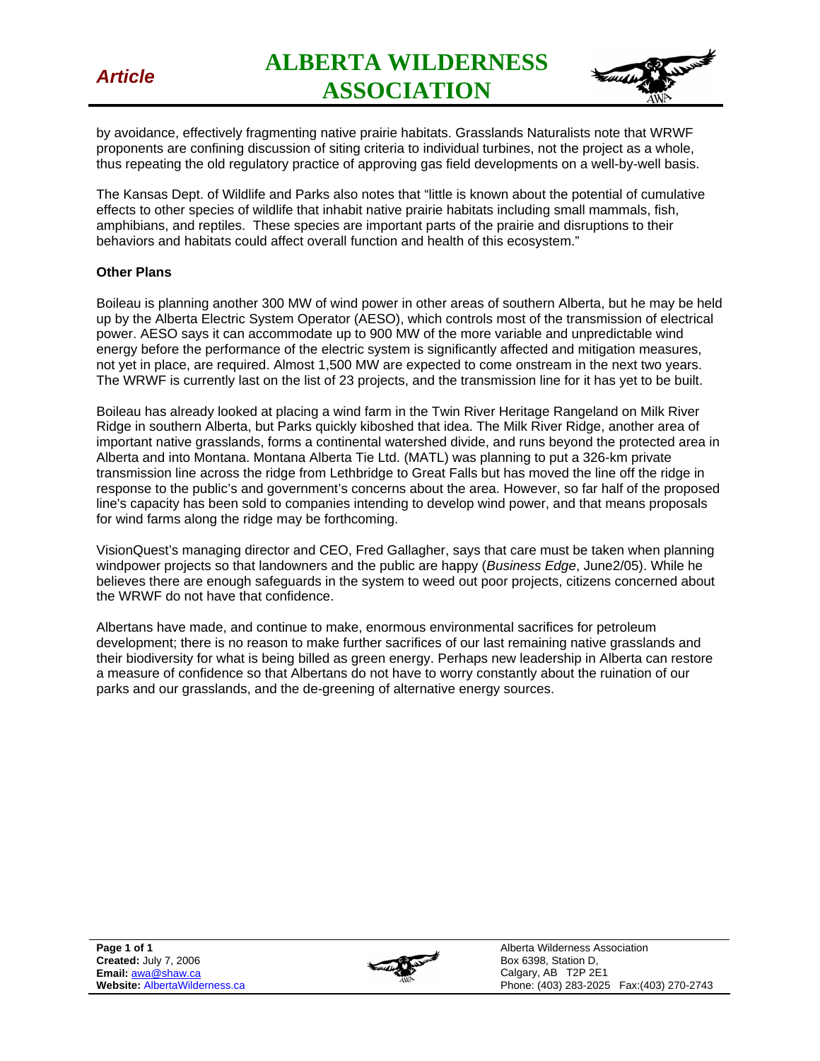by avoidance, effectively fragmenting native prairie habitats. Grasslands Naturalists note that WRWF proponents are confining discussion of siting criteria to individual turbines, not the project as a whole, thus repeating the old regulatory practice of approving gas field developments on a well-by-well basis.

The Kansas Dept. of Wildlife and Parks also notes that "little is known about the potential of cumulative effects to other species of wildlife that inhabit native prairie habitats including small mammals, fish, amphibians, and reptiles. These species are important parts of the prairie and disruptions to their behaviors and habitats could affect overall function and health of this ecosystem."

**Other Plans**

Boileau is planning another 300 MW of wind power in other areas of southern Alberta, but he may be held up by the Alberta Electric System Operator (AESO), which controls most of the transmission of electrical power. AESO says it can accommodate up to 900 MW of the more variable and unpredictable wind energy before the performance of the electric system is significantly affected and mitigation measures, not yet in place, are required. Almost 1,500 MW are expected to come onstream in the next two years. The WRWF is currently last on the list of 23 projects, and the transmission line for it has yet to be built.

Boileau has already looked at placing a wind farm in the Twin River Heritage Rangeland on Milk River Ridge in southern Alberta, but Parks quickly kiboshed that idea. The Milk River Ridge, another area of important native grasslands, forms a continental watershed divide, and runs beyond the protected area in Alberta and into Montana. Montana Alberta Tie Ltd. (MATL) was planning to put a 326-km private transmission line across the ridge from Lethbridge to Great Falls but has moved the line off the ridge in response to the public's and government's concerns about the area. However, so far half of the proposed line's capacity has been sold to companies intending to develop wind power, and that means proposals for wind farms along the ridge may be forthcoming.

VisionQuest's managing director and CEO, Fred Gallagher, says that care must be taken when planning windpower projects so that landowners and the public are happy (*Business Edge*, June2/05). While he believes there are enough safeguards in the system to weed out poor projects, citizens concerned about the WRWF do not have that confidence.

Albertans have made, and continue to make, enormous environmental sacrifices for petroleum development; there is no reason to make further sacrifices of our last remaining native grasslands and their biodiversity for what is being billed as green energy. Perhaps new leadership in Alberta can restore a measure of confidence so that Albertans do not have to worry constantly about the ruination of our parks and our grasslands, and the de-greening of alternative energy sources.